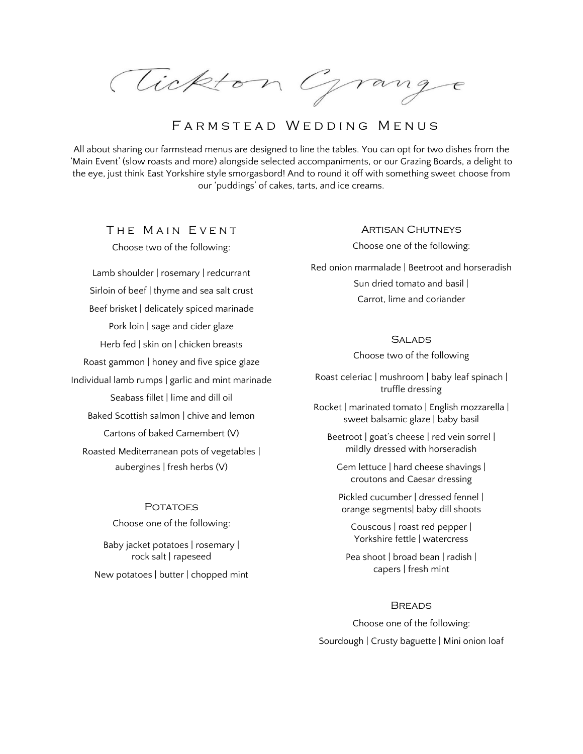# Tickton Grange

## Farmstead Wedding Menus

All about sharing our farmstead menus are designed to line the tables. You can opt for two dishes from the 'Main Event' (slow roasts and more) alongside selected accompaniments, or our Grazing Boards, a delight to the eye, just think East Yorkshire style smorgasbord! And to round it off with something sweet choose from our 'puddings' of cakes, tarts, and ice creams.

### The Main Event

Choose two of the following:

Lamb shoulder | rosemary | redcurrant

Sirloin of beef | thyme and sea salt crust

Beef brisket | delicately spiced marinade

Pork loin | sage and cider glaze

Herb fed | skin on | chicken breasts

Roast gammon | honey and five spice glaze

Individual lamb rumps | garlic and mint marinade

Seabass fillet | lime and dill oil

Baked Scottish salmon | chive and lemon

Cartons of baked Camembert (V)

Roasted Mediterranean pots of vegetables | aubergines | fresh herbs (V)

### Potatoes

Choose one of the following:

Baby jacket potatoes | rosemary | rock salt | rapeseed

New potatoes | butter | chopped mint

### Artisan Chutneys

Choose one of the following:

Red onion marmalade | Beetroot and horseradish

Sun dried tomato and basil |

Carrot, lime and coriander

### Salads

Choose two of the following

Roast celeriac | mushroom | baby leaf spinach | truffle dressing

Rocket | marinated tomato | English mozzarella | sweet balsamic glaze | baby basil

Beetroot | goat's cheese | red vein sorrel | mildly dressed with horseradish

Gem lettuce | hard cheese shavings | croutons and Caesar dressing

Pickled cucumber | dressed fennel | orange segments| baby dill shoots

Couscous | roast red pepper | Yorkshire fettle | watercress

Pea shoot | broad bean | radish | capers | fresh mint

### Breads

Choose one of the following:

Sourdough | Crusty baguette | Mini onion loaf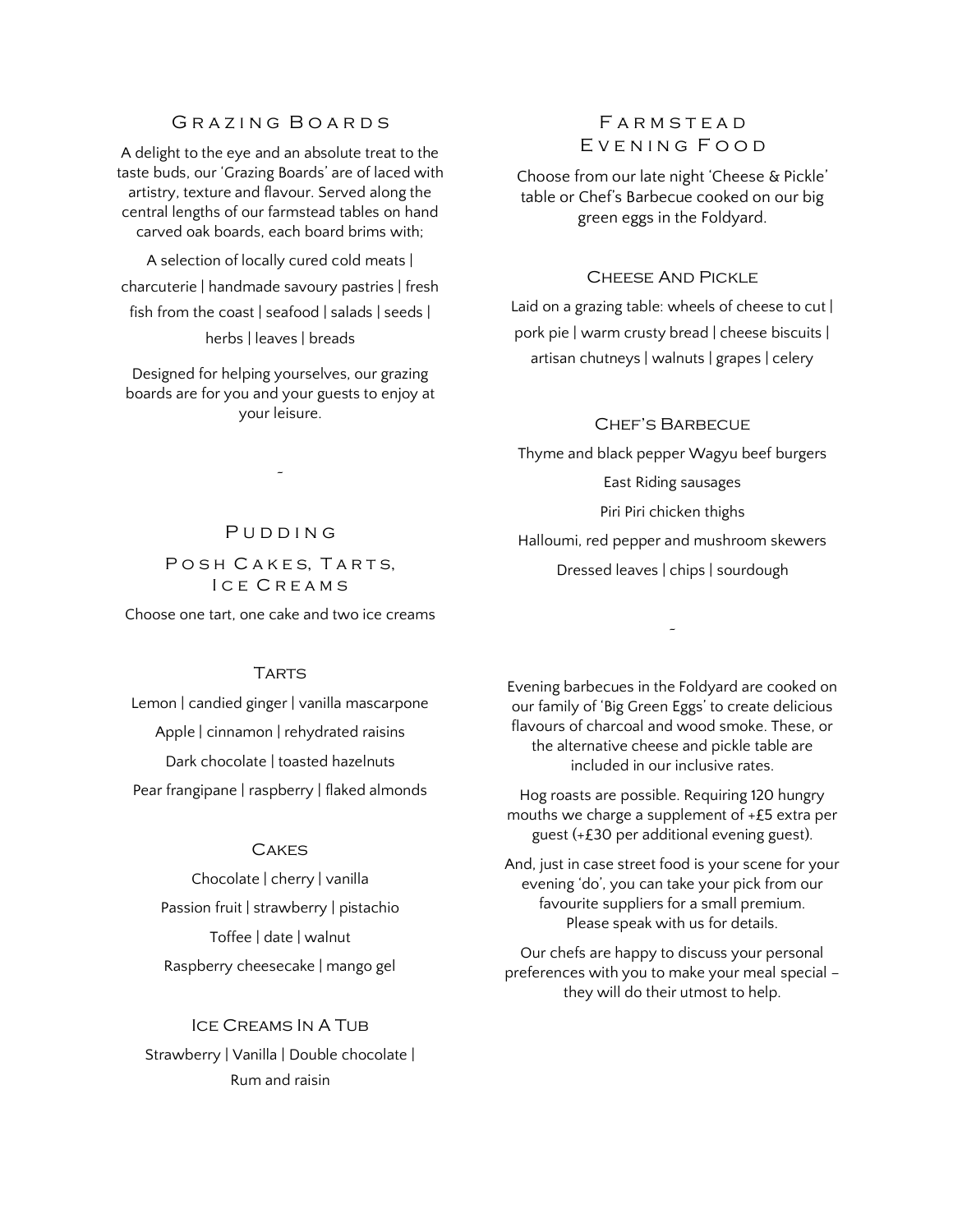## Grazing Boards

A delight to the eye and an absolute treat to the taste buds, our 'Grazing Boards' are of laced with artistry, texture and flavour. Served along the central lengths of our farmstead tables on hand carved oak boards, each board brims with;

A selection of locally cured cold meats | charcuterie | handmade savoury pastries | fresh fish from the coast | seafood | salads | seeds | herbs | leaves | breads

Designed for helping yourselves, our grazing boards are for you and your guests to enjoy at your leisure.

-

## Pudding

### Posh Cakes, Tarts, Ice Creams

Choose one tart, one cake and two ice creams

#### Tarts

Lemon | candied ginger | vanilla mascarpone

Apple | cinnamon | rehydrated raisins

Dark chocolate | toasted hazelnuts

Pear frangipane | raspberry | flaked almonds

#### Cakes

Chocolate | cherry | vanilla

Passion fruit | strawberry | pistachio

Toffee | date | walnut

Raspberry cheesecake | mango gel

#### Ice Creams In A Tub

Strawberry | Vanilla | Double chocolate | Rum and raisin

## Farmstead Evening Food

Choose from our late night 'Cheese & Pickle' table or Chef's Barbecue cooked on our big green eggs in the Foldyard.

### Cheese And Pickle

Laid on a grazing table: wheels of cheese to cut | pork pie | warm crusty bread | cheese biscuits | artisan chutneys | walnuts | grapes | celery

### Chef's Barbecue

Thyme and black pepper Wagyu beef burgers

East Riding sausages

Piri Piri chicken thighs

Halloumi, red pepper and mushroom skewers

Dressed leaves | chips | sourdough

-

Evening barbecues in the Foldyard are cooked on our family of 'Big Green Eggs' to create delicious flavours of charcoal and wood smoke. These, or the alternative cheese and pickle table are included in our inclusive rates.

Hog roasts are possible. Requiring 120 hungry mouths we charge a supplement of +£5 extra per guest (+£30 per additional evening guest).

And, just in case street food is your scene for your evening 'do', you can take your pick from our favourite suppliers for a small premium. Please speak with us for details.

Our chefs are happy to discuss your personal preferences with you to make your meal special – they will do their utmost to help.